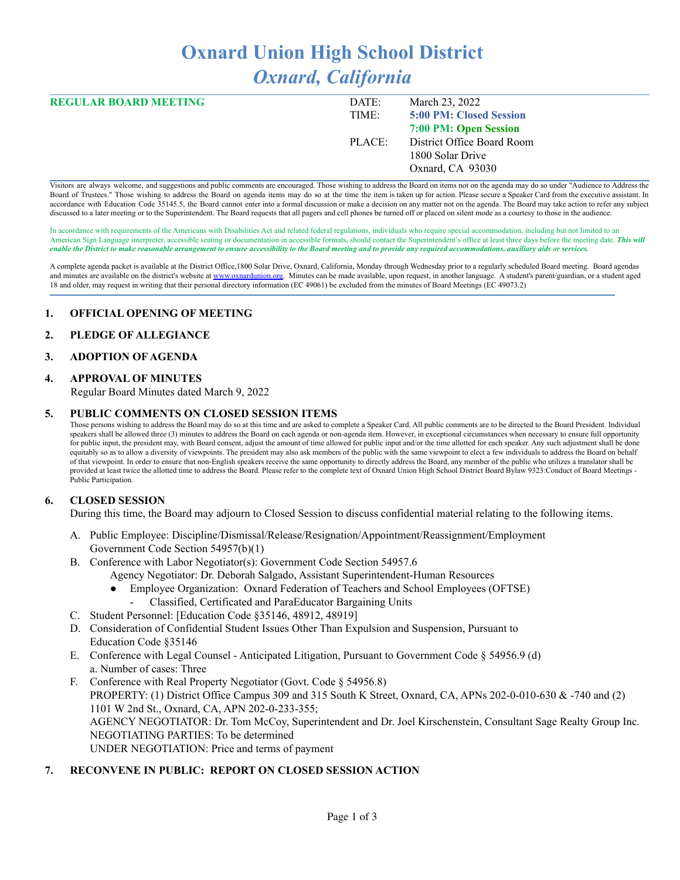# Oxnard Union High School District

## *Oxnard, California*

**REGULAR BOARD MEETING**

| | |
|---|---|
| DATE: | March 23, 2022 |
| TIME: | **5:00 PM: Closed Session** |
| | **7:00 PM: Open Session** |
| PLACE: | District Office Board Room |
| | 1800 Solar Drive |
| | Oxnard, CA 93030 |

Visitors are always welcome, and suggestions and public comments are encouraged. Those wishing to address the Board on items not on the agenda may do so under "Audience to Address the Board of Trustees." Those wishing to address the Board on agenda items may do so at the time the item is taken up for action. Please secure a Speaker Card from the executive assistant. In accordance with Education Code 35145.5, the Board cannot enter into a formal discussion or make a decision on any matter not on the agenda. The Board may take action to refer any subject discussed to a later meeting or to the Superintendent. The Board requests that all pagers and cell phones be turned off or placed on silent mode as a courtesy to those in the audience.

In accordance with requirements of the Americans with Disabilities Act and related federal regulations, individuals who require special accommodation, including but not limited to an American Sign Language interpreter, accessible seating or documentation in accessible formats, should contact the Superintendent's office at least three days before the meeting date. ***This will enable the District to make reasonable arrangement to ensure accessibility to the Board meeting and to provide any required accommodations, auxiliary aids or services.***

A complete agenda packet is available at the District Office,1800 Solar Drive, Oxnard, California, Monday through Wednesday prior to a regularly scheduled Board meeting. Board agendas and minutes are available on the district's website at www.oxnardunion.org. Minutes can be made available, upon request, in another language. A student's parent/guardian, or a student aged 18 and older, may request in writing that their personal directory information (EC 49061) be excluded from the minutes of Board Meetings (EC 49073.2)

### 1. OFFICIAL OPENING OF MEETING

### 2. PLEDGE OF ALLEGIANCE

### 3. ADOPTION OF AGENDA

### 4. APPROVAL OF MINUTES

Regular Board Minutes dated March 9, 2022

### 5. PUBLIC COMMENTS ON CLOSED SESSION ITEMS

Those persons wishing to address the Board may do so at this time and are asked to complete a Speaker Card. All public comments are to be directed to the Board President. Individual speakers shall be allowed three (3) minutes to address the Board on each agenda or non-agenda item. However, in exceptional circumstances when necessary to ensure full opportunity for public input, the president may, with Board consent, adjust the amount of time allowed for public input and/or the time allotted for each speaker. Any such adjustment shall be done equitably so as to allow a diversity of viewpoints. The president may also ask members of the public with the same viewpoint to elect a few individuals to address the Board on behalf of that viewpoint. In order to ensure that non-English speakers receive the same opportunity to directly address the Board, any member of the public who utilizes a translator shall be provided at least twice the allotted time to address the Board. Please refer to the complete text of Oxnard Union High School District Board Bylaw 9323:Conduct of Board Meetings - Public Participation.

### 6. CLOSED SESSION

During this time, the Board may adjourn to Closed Session to discuss confidential material relating to the following items.

A. Public Employee: Discipline/Dismissal/Release/Resignation/Appointment/Reassignment/Employment Government Code Section 54957(b)(1)

B. Conference with Labor Negotiator(s): Government Code Section 54957.6
   Agency Negotiator: Dr. Deborah Salgado, Assistant Superintendent-Human Resources
   - Employee Organization: Oxnard Federation of Teachers and School Employees (OFTSE)
     - Classified, Certificated and ParaEducator Bargaining Units

C. Student Personnel: [Education Code §35146, 48912, 48919]

D. Consideration of Confidential Student Issues Other Than Expulsion and Suspension, Pursuant to Education Code §35146

E. Conference with Legal Counsel - Anticipated Litigation, Pursuant to Government Code § 54956.9 (d)
   a. Number of cases: Three

F. Conference with Real Property Negotiator (Govt. Code § 54956.8)
   PROPERTY: (1) District Office Campus 309 and 315 South K Street, Oxnard, CA, APNs 202-0-010-630 & -740 and (2) 1101 W 2nd St., Oxnard, CA, APN 202-0-233-355;
   AGENCY NEGOTIATOR: Dr. Tom McCoy, Superintendent and Dr. Joel Kirschenstein, Consultant Sage Realty Group Inc.
   NEGOTIATING PARTIES: To be determined
   UNDER NEGOTIATION: Price and terms of payment

### 7. RECONVENE IN PUBLIC: REPORT ON CLOSED SESSION ACTION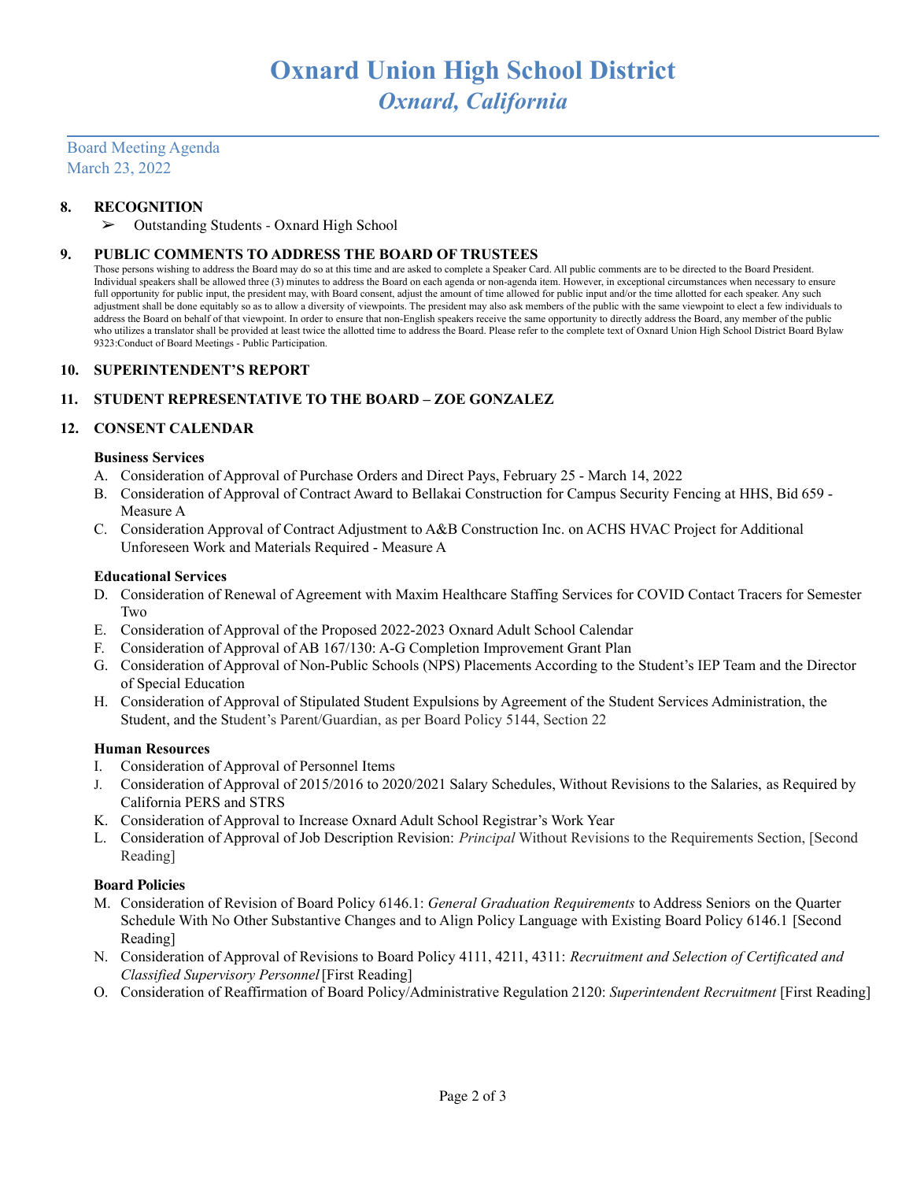# Oxnard Union High School District
## *Oxnard, California*

Board Meeting Agenda
March 23, 2022

**8. RECOGNITION**

- ➢ Outstanding Students - Oxnard High School

**9. PUBLIC COMMENTS TO ADDRESS THE BOARD OF TRUSTEES**

Those persons wishing to address the Board may do so at this time and are asked to complete a Speaker Card. All public comments are to be directed to the Board President. Individual speakers shall be allowed three (3) minutes to address the Board on each agenda or non-agenda item. However, in exceptional circumstances when necessary to ensure full opportunity for public input, the president may, with Board consent, adjust the amount of time allowed for public input and/or the time allotted for each speaker. Any such adjustment shall be done equitably so as to allow a diversity of viewpoints. The president may also ask members of the public with the same viewpoint to elect a few individuals to address the Board on behalf of that viewpoint. In order to ensure that non-English speakers receive the same opportunity to directly address the Board, any member of the public who utilizes a translator shall be provided at least twice the allotted time to address the Board. Please refer to the complete text of Oxnard Union High School District Board Bylaw 9323:Conduct of Board Meetings - Public Participation.

**10. SUPERINTENDENT'S REPORT**

**11. STUDENT REPRESENTATIVE TO THE BOARD – ZOE GONZALEZ**

**12. CONSENT CALENDAR**

**Business Services**

A. Consideration of Approval of Purchase Orders and Direct Pays, February 25 - March 14, 2022
B. Consideration of Approval of Contract Award to Bellakai Construction for Campus Security Fencing at HHS, Bid 659 - Measure A
C. Consideration Approval of Contract Adjustment to A&B Construction Inc. on ACHS HVAC Project for Additional Unforeseen Work and Materials Required - Measure A

**Educational Services**

D. Consideration of Renewal of Agreement with Maxim Healthcare Staffing Services for COVID Contact Tracers for Semester Two
E. Consideration of Approval of the Proposed 2022-2023 Oxnard Adult School Calendar
F. Consideration of Approval of AB 167/130: A-G Completion Improvement Grant Plan
G. Consideration of Approval of Non-Public Schools (NPS) Placements According to the Student's IEP Team and the Director of Special Education
H. Consideration of Approval of Stipulated Student Expulsions by Agreement of the Student Services Administration, the Student, and the Student's Parent/Guardian, as per Board Policy 5144, Section 22

**Human Resources**

I. Consideration of Approval of Personnel Items
J. Consideration of Approval of 2015/2016 to 2020/2021 Salary Schedules, Without Revisions to the Salaries, as Required by California PERS and STRS
K. Consideration of Approval to Increase Oxnard Adult School Registrar's Work Year
L. Consideration of Approval of Job Description Revision: *Principal* Without Revisions to the Requirements Section, [Second Reading]

**Board Policies**

M. Consideration of Revision of Board Policy 6146.1: *General Graduation Requirements* to Address Seniors on the Quarter Schedule With No Other Substantive Changes and to Align Policy Language with Existing Board Policy 6146.1 [Second Reading]
N. Consideration of Approval of Revisions to Board Policy 4111, 4211, 4311: *Recruitment and Selection of Certificated and Classified Supervisory Personnel* [First Reading]
O. Consideration of Reaffirmation of Board Policy/Administrative Regulation 2120: *Superintendent Recruitment* [First Reading]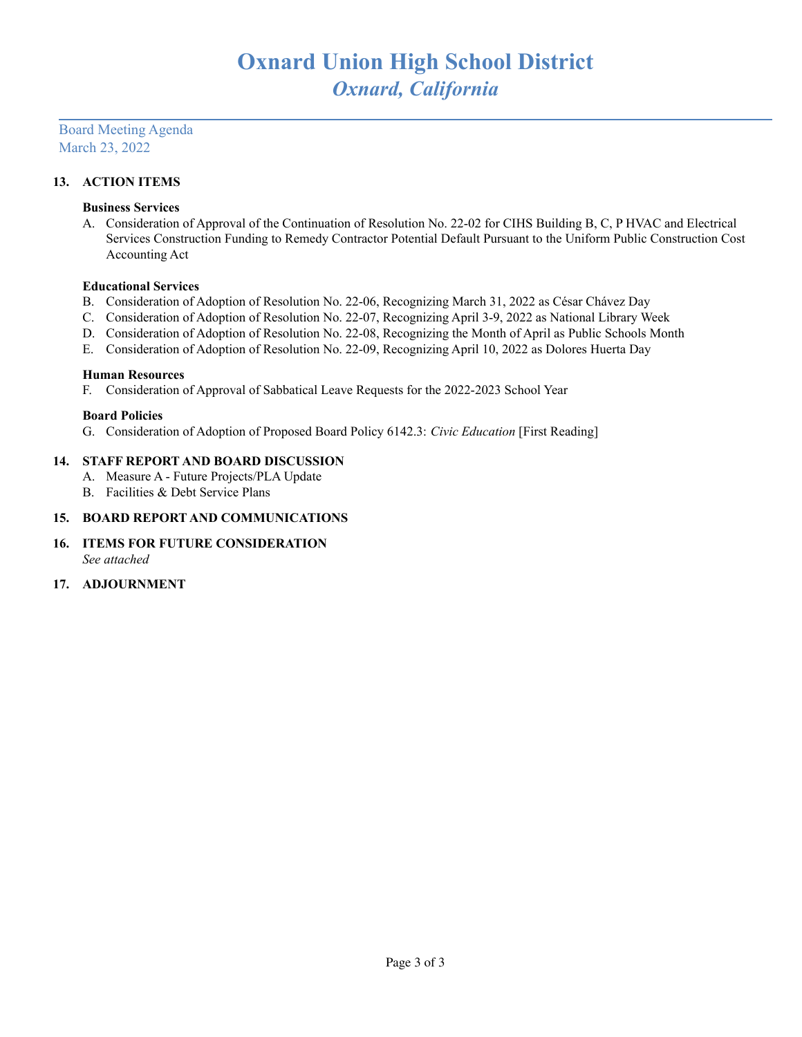# Oxnard Union High School District
## *Oxnard, California*

Board Meeting Agenda
March 23, 2022

**13. ACTION ITEMS**

**Business Services**

A. Consideration of Approval of the Continuation of Resolution No. 22-02 for CIHS Building B, C, P HVAC and Electrical Services Construction Funding to Remedy Contractor Potential Default Pursuant to the Uniform Public Construction Cost Accounting Act

**Educational Services**

B. Consideration of Adoption of Resolution No. 22-06, Recognizing March 31, 2022 as César Chávez Day
C. Consideration of Adoption of Resolution No. 22-07, Recognizing April 3-9, 2022 as National Library Week
D. Consideration of Adoption of Resolution No. 22-08, Recognizing the Month of April as Public Schools Month
E. Consideration of Adoption of Resolution No. 22-09, Recognizing April 10, 2022 as Dolores Huerta Day

**Human Resources**

F. Consideration of Approval of Sabbatical Leave Requests for the 2022-2023 School Year

**Board Policies**

G. Consideration of Adoption of Proposed Board Policy 6142.3: *Civic Education* [First Reading]

**14. STAFF REPORT AND BOARD DISCUSSION**

A. Measure A - Future Projects/PLA Update
B. Facilities & Debt Service Plans

**15. BOARD REPORT AND COMMUNICATIONS**

**16. ITEMS FOR FUTURE CONSIDERATION**

*See attached*

**17. ADJOURNMENT**